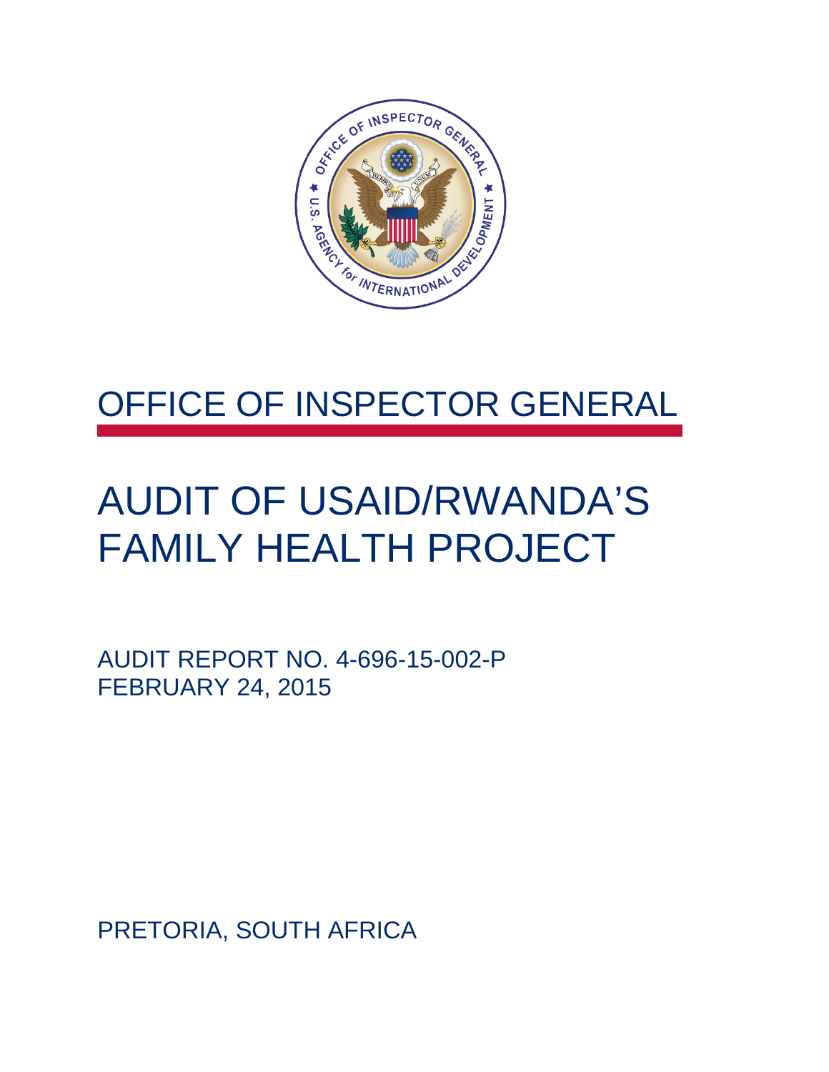# OFFICE OF INSPECTOR GENERAL

# AUDIT OF USAID/RWANDA'S FAMILY HEALTH PROJECT

AUDIT REPORT NO. 4-696-15-002-P
FEBRUARY 24, 2015

PRETORIA, SOUTH AFRICA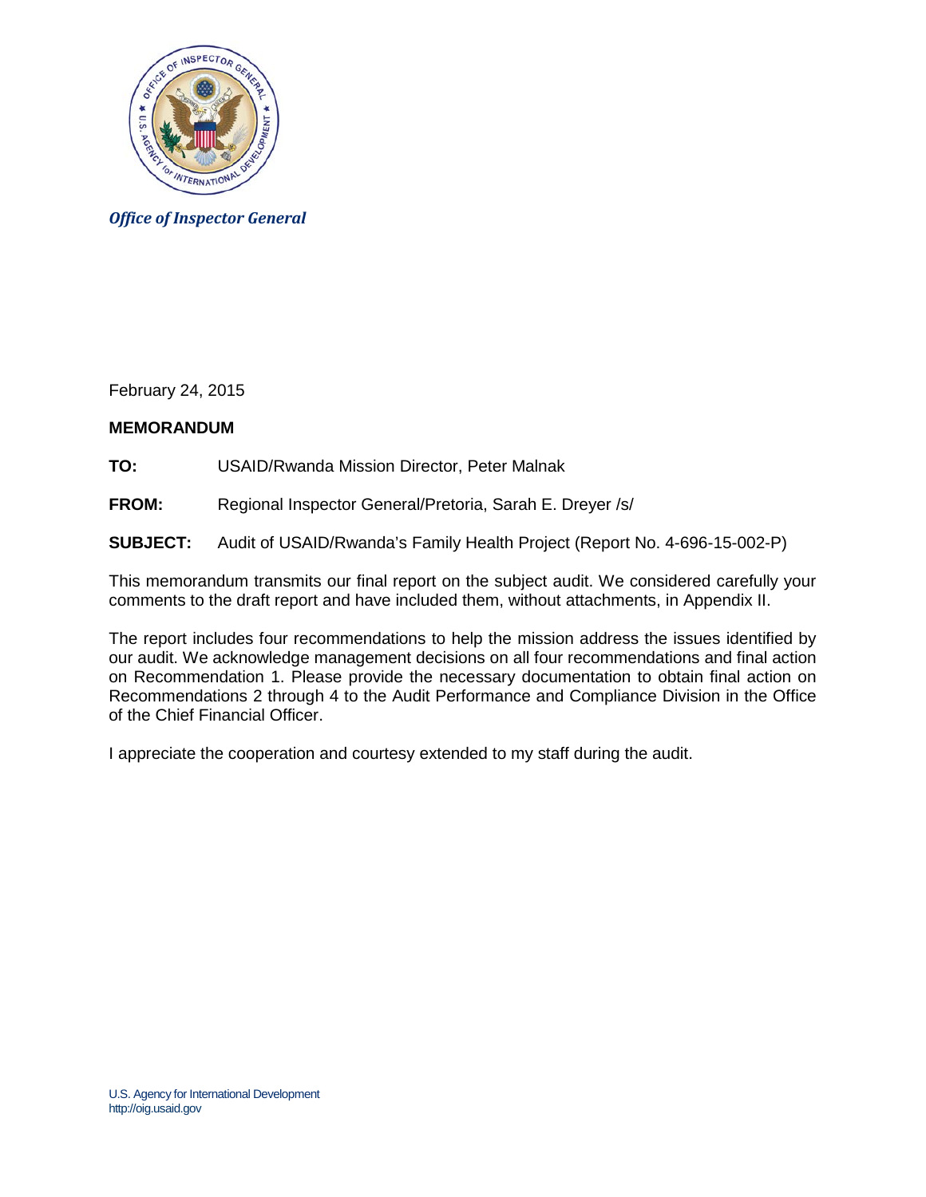*Office of Inspector General*

February 24, 2015

**MEMORANDUM**

**TO:** USAID/Rwanda Mission Director, Peter Malnak

**FROM:** Regional Inspector General/Pretoria, Sarah E. Dreyer /s/

**SUBJECT:** Audit of USAID/Rwanda's Family Health Project (Report No. 4-696-15-002-P)

This memorandum transmits our final report on the subject audit. We considered carefully your comments to the draft report and have included them, without attachments, in Appendix II.

The report includes four recommendations to help the mission address the issues identified by our audit. We acknowledge management decisions on all four recommendations and final action on Recommendation 1. Please provide the necessary documentation to obtain final action on Recommendations 2 through 4 to the Audit Performance and Compliance Division in the Office of the Chief Financial Officer.

I appreciate the cooperation and courtesy extended to my staff during the audit.

U.S. Agency for International Development
http://oig.usaid.gov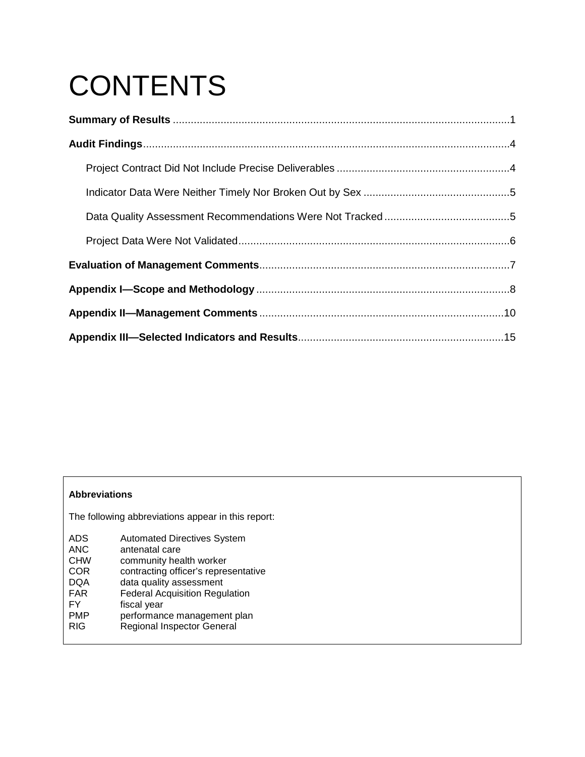# CONTENTS

**Summary of Results** ................................................................................................................1

**Audit Findings**..........................................................................................................................4

Project Contract Did Not Include Precise Deliverables ..........................................................4

Indicator Data Were Neither Timely Nor Broken Out by Sex .................................................5

Data Quality Assessment Recommendations Were Not Tracked ..........................................5

Project Data Were Not Validated...........................................................................................6

**Evaluation of Management Comments**...................................................................................7

**Appendix I—Scope and Methodology**.....................................................................................8

**Appendix II—Management Comments**.................................................................................10

**Appendix III—Selected Indicators and Results**....................................................................15

**Abbreviations**

The following abbreviations appear in this report:

| | |
|---|---|
| ADS | Automated Directives System |
| ANC | antenatal care |
| CHW | community health worker |
| COR | contracting officer's representative |
| DQA | data quality assessment |
| FAR | Federal Acquisition Regulation |
| FY | fiscal year |
| PMP | performance management plan |
| RIG | Regional Inspector General |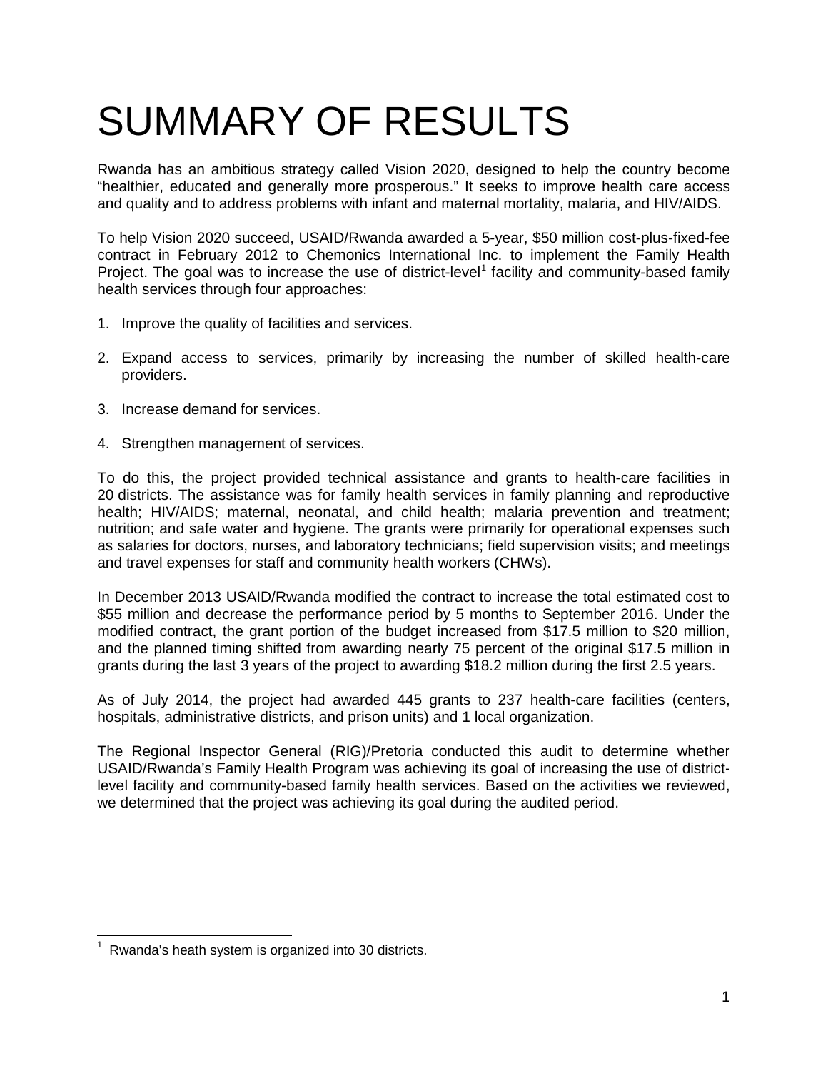# SUMMARY OF RESULTS

Rwanda has an ambitious strategy called Vision 2020, designed to help the country become "healthier, educated and generally more prosperous." It seeks to improve health care access and quality and to address problems with infant and maternal mortality, malaria, and HIV/AIDS.

To help Vision 2020 succeed, USAID/Rwanda awarded a 5-year, $50 million cost-plus-fixed-fee contract in February 2012 to Chemonics International Inc. to implement the Family Health Project. The goal was to increase the use of district-level[1] facility and community-based family health services through four approaches:

1. Improve the quality of facilities and services.
2. Expand access to services, primarily by increasing the number of skilled health-care providers.
3. Increase demand for services.
4. Strengthen management of services.

To do this, the project provided technical assistance and grants to health-care facilities in 20 districts. The assistance was for family health services in family planning and reproductive health; HIV/AIDS; maternal, neonatal, and child health; malaria prevention and treatment; nutrition; and safe water and hygiene. The grants were primarily for operational expenses such as salaries for doctors, nurses, and laboratory technicians; field supervision visits; and meetings and travel expenses for staff and community health workers (CHWs).

In December 2013 USAID/Rwanda modified the contract to increase the total estimated cost to $55 million and decrease the performance period by 5 months to September 2016. Under the modified contract, the grant portion of the budget increased from $17.5 million to $20 million, and the planned timing shifted from awarding nearly 75 percent of the original $17.5 million in grants during the last 3 years of the project to awarding $18.2 million during the first 2.5 years.

As of July 2014, the project had awarded 445 grants to 237 health-care facilities (centers, hospitals, administrative districts, and prison units) and 1 local organization.

The Regional Inspector General (RIG)/Pretoria conducted this audit to determine whether USAID/Rwanda's Family Health Program was achieving its goal of increasing the use of district-level facility and community-based family health services. Based on the activities we reviewed, we determined that the project was achieving its goal during the audited period.

[1] Rwanda's heath system is organized into 30 districts.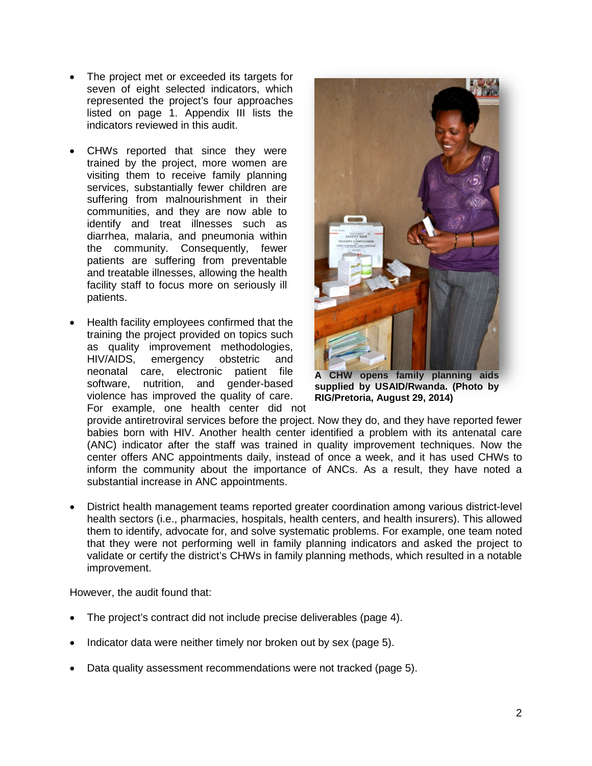- The project met or exceeded its targets for seven of eight selected indicators, which represented the project's four approaches listed on page 1. Appendix III lists the indicators reviewed in this audit.

- CHWs reported that since they were trained by the project, more women are visiting them to receive family planning services, substantially fewer children are suffering from malnourishment in their communities, and they are now able to identify and treat illnesses such as diarrhea, malaria, and pneumonia within the community. Consequently, fewer patients are suffering from preventable and treatable illnesses, allowing the health facility staff to focus more on seriously ill patients.

- Health facility employees confirmed that the training the project provided on topics such as quality improvement methodologies, HIV/AIDS, emergency obstetric and neonatal care, electronic patient file software, nutrition, and gender-based violence has improved the quality of care. For example, one health center did not provide antiretroviral services before the project. Now they do, and they have reported fewer babies born with HIV. Another health center identified a problem with its antenatal care (ANC) indicator after the staff was trained in quality improvement techniques. Now the center offers ANC appointments daily, instead of once a week, and it has used CHWs to inform the community about the importance of ANCs. As a result, they have noted a substantial increase in ANC appointments.

**A CHW opens family planning aids supplied by USAID/Rwanda. (Photo by RIG/Pretoria, August 29, 2014)**

- District health management teams reported greater coordination among various district-level health sectors (i.e., pharmacies, hospitals, health centers, and health insurers). This allowed them to identify, advocate for, and solve systematic problems. For example, one team noted that they were not performing well in family planning indicators and asked the project to validate or certify the district's CHWs in family planning methods, which resulted in a notable improvement.

However, the audit found that:

- The project's contract did not include precise deliverables (page 4).

- Indicator data were neither timely nor broken out by sex (page 5).

- Data quality assessment recommendations were not tracked (page 5).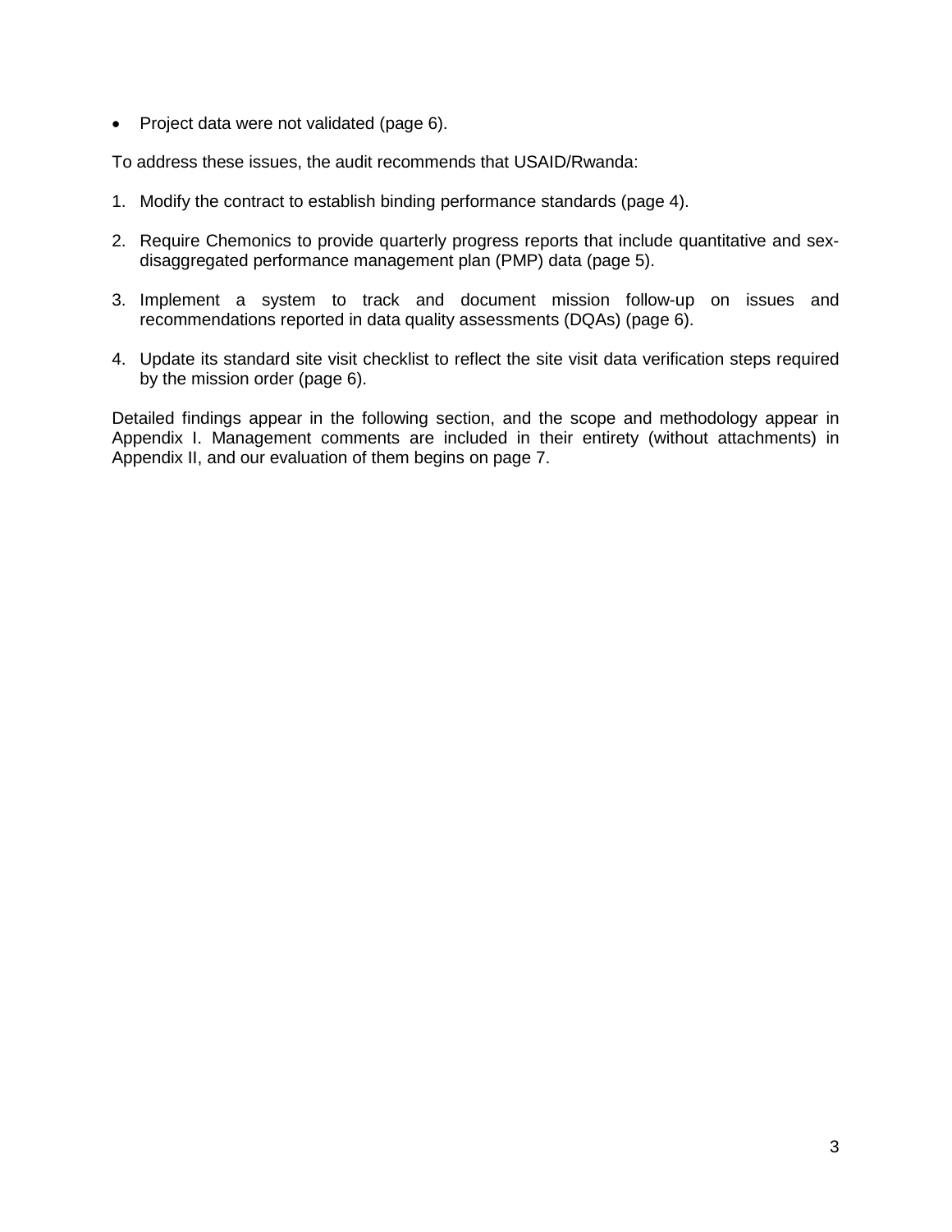- Project data were not validated (page 6).

To address these issues, the audit recommends that USAID/Rwanda:

1. Modify the contract to establish binding performance standards (page 4).

2. Require Chemonics to provide quarterly progress reports that include quantitative and sex-disaggregated performance management plan (PMP) data (page 5).

3. Implement a system to track and document mission follow-up on issues and recommendations reported in data quality assessments (DQAs) (page 6).

4. Update its standard site visit checklist to reflect the site visit data verification steps required by the mission order (page 6).

Detailed findings appear in the following section, and the scope and methodology appear in Appendix I. Management comments are included in their entirety (without attachments) in Appendix II, and our evaluation of them begins on page 7.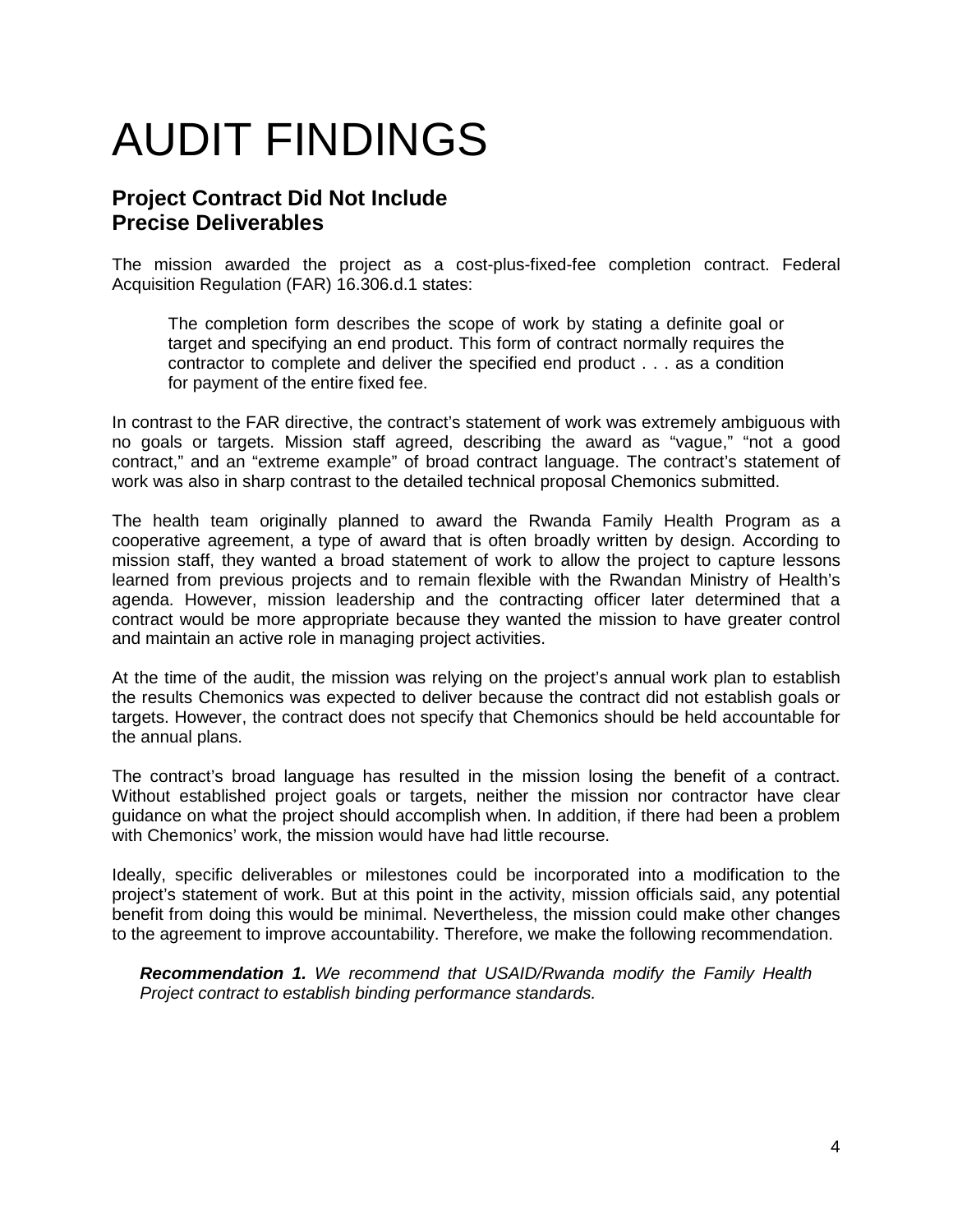# AUDIT FINDINGS

## Project Contract Did Not Include Precise Deliverables

The mission awarded the project as a cost-plus-fixed-fee completion contract. Federal Acquisition Regulation (FAR) 16.306.d.1 states:

> The completion form describes the scope of work by stating a definite goal or target and specifying an end product. This form of contract normally requires the contractor to complete and deliver the specified end product . . . as a condition for payment of the entire fixed fee.

In contrast to the FAR directive, the contract's statement of work was extremely ambiguous with no goals or targets. Mission staff agreed, describing the award as "vague," "not a good contract," and an "extreme example" of broad contract language. The contract's statement of work was also in sharp contrast to the detailed technical proposal Chemonics submitted.

The health team originally planned to award the Rwanda Family Health Program as a cooperative agreement, a type of award that is often broadly written by design. According to mission staff, they wanted a broad statement of work to allow the project to capture lessons learned from previous projects and to remain flexible with the Rwandan Ministry of Health's agenda. However, mission leadership and the contracting officer later determined that a contract would be more appropriate because they wanted the mission to have greater control and maintain an active role in managing project activities.

At the time of the audit, the mission was relying on the project's annual work plan to establish the results Chemonics was expected to deliver because the contract did not establish goals or targets. However, the contract does not specify that Chemonics should be held accountable for the annual plans.

The contract's broad language has resulted in the mission losing the benefit of a contract. Without established project goals or targets, neither the mission nor contractor have clear guidance on what the project should accomplish when. In addition, if there had been a problem with Chemonics' work, the mission would have had little recourse.

Ideally, specific deliverables or milestones could be incorporated into a modification to the project's statement of work. But at this point in the activity, mission officials said, any potential benefit from doing this would be minimal. Nevertheless, the mission could make other changes to the agreement to improve accountability. Therefore, we make the following recommendation.

> ***Recommendation 1.*** *We recommend that USAID/Rwanda modify the Family Health Project contract to establish binding performance standards.*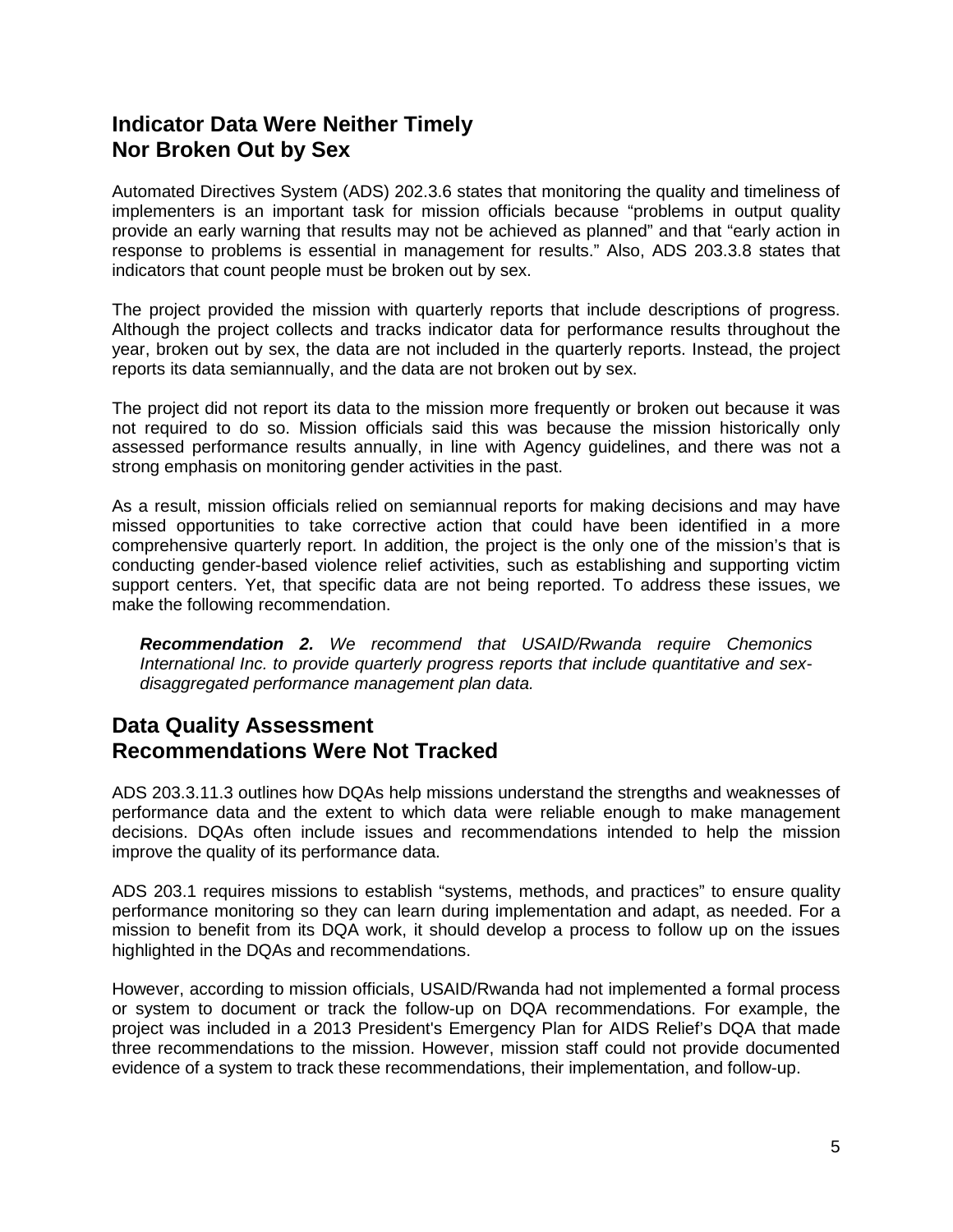## Indicator Data Were Neither Timely Nor Broken Out by Sex

Automated Directives System (ADS) 202.3.6 states that monitoring the quality and timeliness of implementers is an important task for mission officials because "problems in output quality provide an early warning that results may not be achieved as planned" and that "early action in response to problems is essential in management for results." Also, ADS 203.3.8 states that indicators that count people must be broken out by sex.

The project provided the mission with quarterly reports that include descriptions of progress. Although the project collects and tracks indicator data for performance results throughout the year, broken out by sex, the data are not included in the quarterly reports. Instead, the project reports its data semiannually, and the data are not broken out by sex.

The project did not report its data to the mission more frequently or broken out because it was not required to do so. Mission officials said this was because the mission historically only assessed performance results annually, in line with Agency guidelines, and there was not a strong emphasis on monitoring gender activities in the past.

As a result, mission officials relied on semiannual reports for making decisions and may have missed opportunities to take corrective action that could have been identified in a more comprehensive quarterly report. In addition, the project is the only one of the mission's that is conducting gender-based violence relief activities, such as establishing and supporting victim support centers. Yet, that specific data are not being reported. To address these issues, we make the following recommendation.

> ***Recommendation 2.*** *We recommend that USAID/Rwanda require Chemonics International Inc. to provide quarterly progress reports that include quantitative and sex-disaggregated performance management plan data.*

## Data Quality Assessment Recommendations Were Not Tracked

ADS 203.3.11.3 outlines how DQAs help missions understand the strengths and weaknesses of performance data and the extent to which data were reliable enough to make management decisions. DQAs often include issues and recommendations intended to help the mission improve the quality of its performance data.

ADS 203.1 requires missions to establish "systems, methods, and practices" to ensure quality performance monitoring so they can learn during implementation and adapt, as needed. For a mission to benefit from its DQA work, it should develop a process to follow up on the issues highlighted in the DQAs and recommendations.

However, according to mission officials, USAID/Rwanda had not implemented a formal process or system to document or track the follow-up on DQA recommendations. For example, the project was included in a 2013 President's Emergency Plan for AIDS Relief's DQA that made three recommendations to the mission. However, mission staff could not provide documented evidence of a system to track these recommendations, their implementation, and follow-up.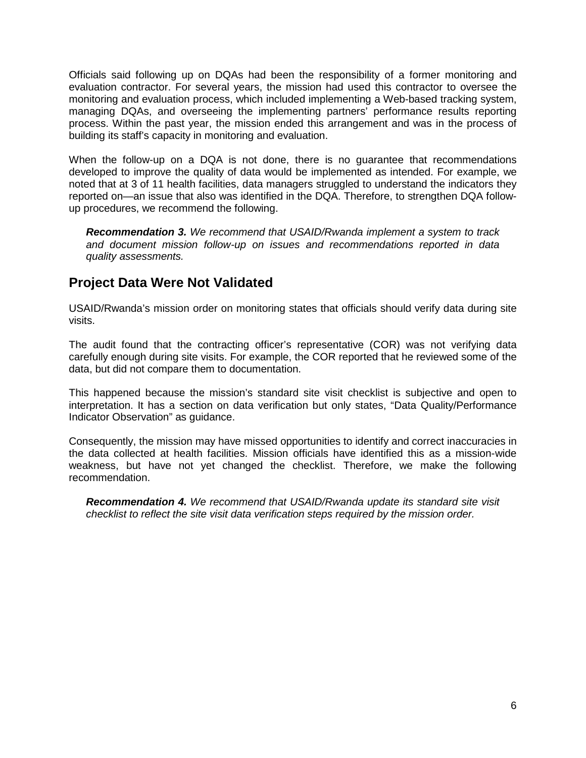Officials said following up on DQAs had been the responsibility of a former monitoring and evaluation contractor. For several years, the mission had used this contractor to oversee the monitoring and evaluation process, which included implementing a Web-based tracking system, managing DQAs, and overseeing the implementing partners' performance results reporting process. Within the past year, the mission ended this arrangement and was in the process of building its staff's capacity in monitoring and evaluation.

When the follow-up on a DQA is not done, there is no guarantee that recommendations developed to improve the quality of data would be implemented as intended. For example, we noted that at 3 of 11 health facilities, data managers struggled to understand the indicators they reported on—an issue that also was identified in the DQA. Therefore, to strengthen DQA follow-up procedures, we recommend the following.

> ***Recommendation 3.*** *We recommend that USAID/Rwanda implement a system to track and document mission follow-up on issues and recommendations reported in data quality assessments.*

## Project Data Were Not Validated

USAID/Rwanda's mission order on monitoring states that officials should verify data during site visits.

The audit found that the contracting officer's representative (COR) was not verifying data carefully enough during site visits. For example, the COR reported that he reviewed some of the data, but did not compare them to documentation.

This happened because the mission's standard site visit checklist is subjective and open to interpretation. It has a section on data verification but only states, "Data Quality/Performance Indicator Observation" as guidance.

Consequently, the mission may have missed opportunities to identify and correct inaccuracies in the data collected at health facilities. Mission officials have identified this as a mission-wide weakness, but have not yet changed the checklist. Therefore, we make the following recommendation.

> ***Recommendation 4.*** *We recommend that USAID/Rwanda update its standard site visit checklist to reflect the site visit data verification steps required by the mission order.*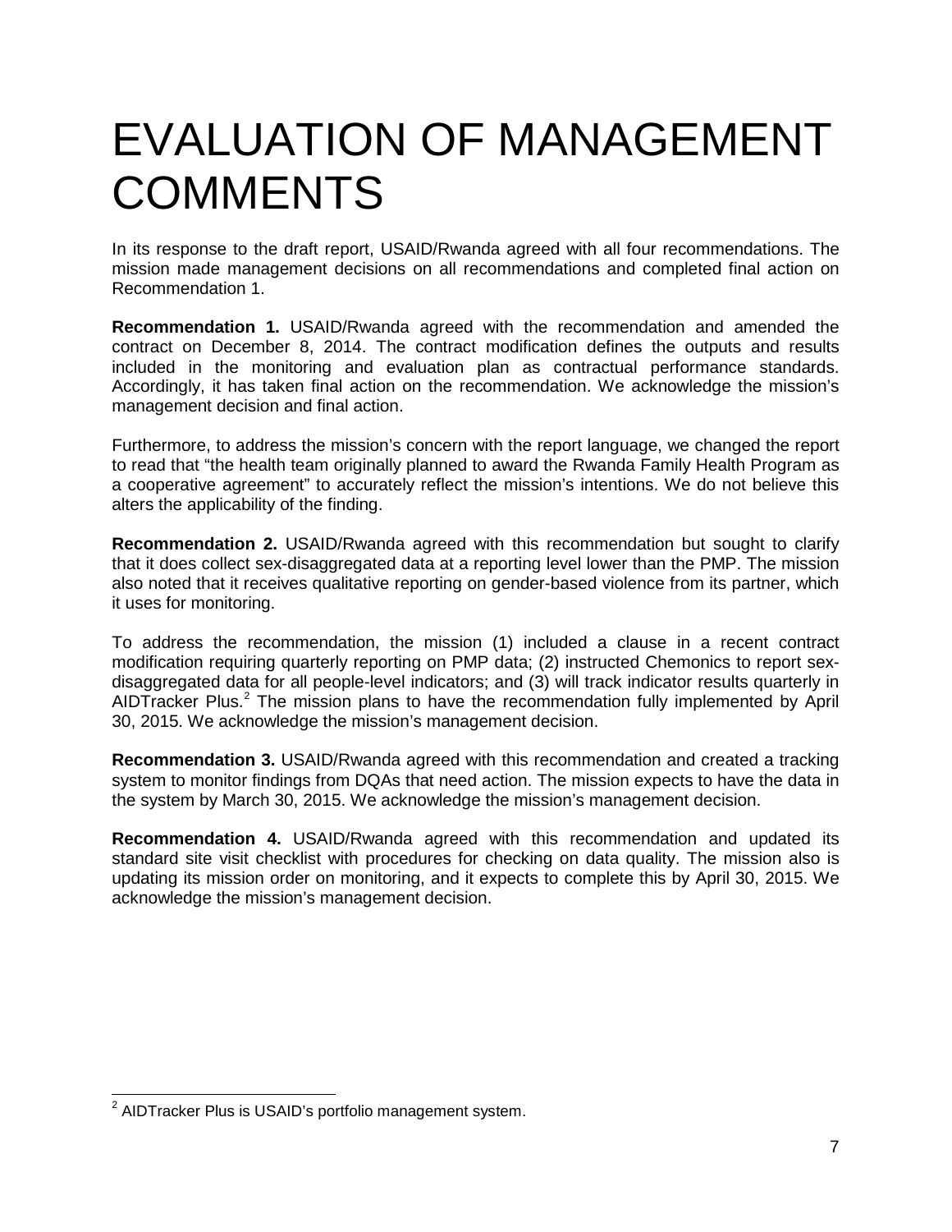# EVALUATION OF MANAGEMENT COMMENTS

In its response to the draft report, USAID/Rwanda agreed with all four recommendations. The mission made management decisions on all recommendations and completed final action on Recommendation 1.

**Recommendation 1.** USAID/Rwanda agreed with the recommendation and amended the contract on December 8, 2014. The contract modification defines the outputs and results included in the monitoring and evaluation plan as contractual performance standards. Accordingly, it has taken final action on the recommendation. We acknowledge the mission's management decision and final action.

Furthermore, to address the mission's concern with the report language, we changed the report to read that "the health team originally planned to award the Rwanda Family Health Program as a cooperative agreement" to accurately reflect the mission's intentions. We do not believe this alters the applicability of the finding.

**Recommendation 2.** USAID/Rwanda agreed with this recommendation but sought to clarify that it does collect sex-disaggregated data at a reporting level lower than the PMP. The mission also noted that it receives qualitative reporting on gender-based violence from its partner, which it uses for monitoring.

To address the recommendation, the mission (1) included a clause in a recent contract modification requiring quarterly reporting on PMP data; (2) instructed Chemonics to report sex-disaggregated data for all people-level indicators; and (3) will track indicator results quarterly in AIDTracker Plus.[2] The mission plans to have the recommendation fully implemented by April 30, 2015. We acknowledge the mission's management decision.

**Recommendation 3.** USAID/Rwanda agreed with this recommendation and created a tracking system to monitor findings from DQAs that need action. The mission expects to have the data in the system by March 30, 2015. We acknowledge the mission's management decision.

**Recommendation 4.** USAID/Rwanda agreed with this recommendation and updated its standard site visit checklist with procedures for checking on data quality. The mission also is updating its mission order on monitoring, and it expects to complete this by April 30, 2015. We acknowledge the mission's management decision.

[2] AIDTracker Plus is USAID's portfolio management system.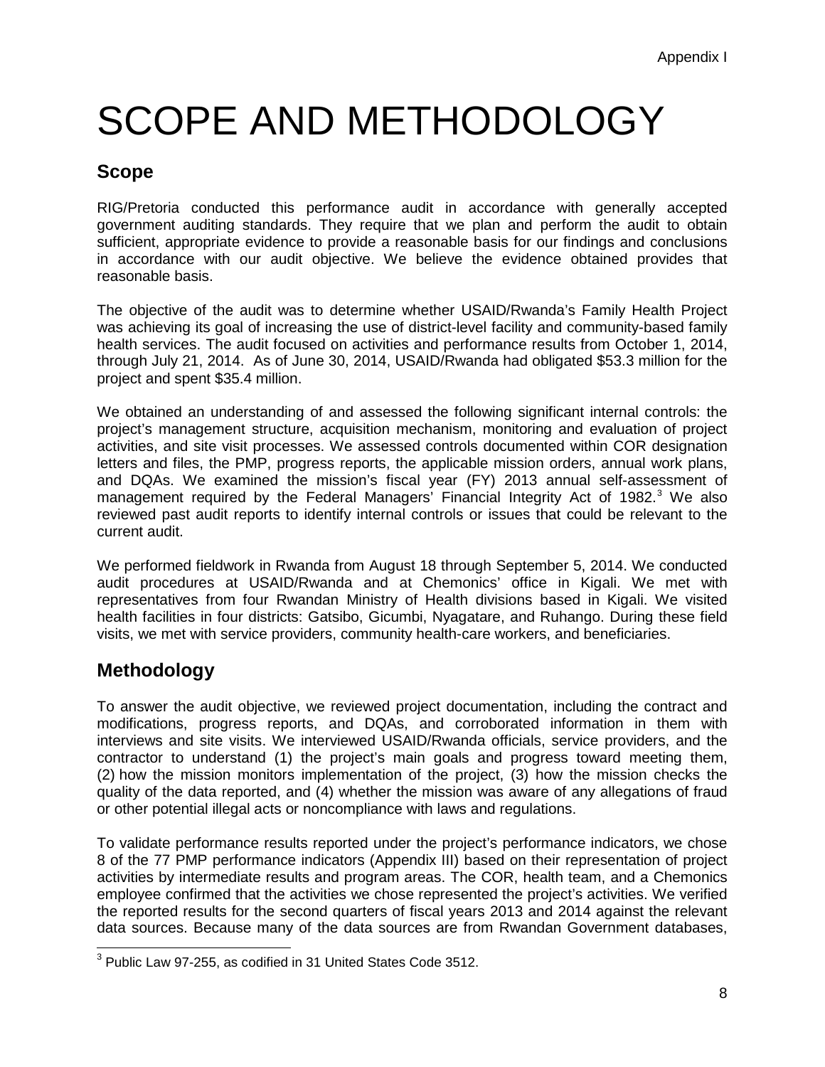# SCOPE AND METHODOLOGY

## Scope

RIG/Pretoria conducted this performance audit in accordance with generally accepted government auditing standards. They require that we plan and perform the audit to obtain sufficient, appropriate evidence to provide a reasonable basis for our findings and conclusions in accordance with our audit objective. We believe the evidence obtained provides that reasonable basis.

The objective of the audit was to determine whether USAID/Rwanda's Family Health Project was achieving its goal of increasing the use of district-level facility and community-based family health services. The audit focused on activities and performance results from October 1, 2014, through July 21, 2014. As of June 30, 2014, USAID/Rwanda had obligated $53.3 million for the project and spent $35.4 million.

We obtained an understanding of and assessed the following significant internal controls: the project's management structure, acquisition mechanism, monitoring and evaluation of project activities, and site visit processes. We assessed controls documented within COR designation letters and files, the PMP, progress reports, the applicable mission orders, annual work plans, and DQAs. We examined the mission's fiscal year (FY) 2013 annual self-assessment of management required by the Federal Managers' Financial Integrity Act of 1982.[3] We also reviewed past audit reports to identify internal controls or issues that could be relevant to the current audit.

We performed fieldwork in Rwanda from August 18 through September 5, 2014. We conducted audit procedures at USAID/Rwanda and at Chemonics' office in Kigali. We met with representatives from four Rwandan Ministry of Health divisions based in Kigali. We visited health facilities in four districts: Gatsibo, Gicumbi, Nyagatare, and Ruhango. During these field visits, we met with service providers, community health-care workers, and beneficiaries.

## Methodology

To answer the audit objective, we reviewed project documentation, including the contract and modifications, progress reports, and DQAs, and corroborated information in them with interviews and site visits. We interviewed USAID/Rwanda officials, service providers, and the contractor to understand (1) the project's main goals and progress toward meeting them, (2) how the mission monitors implementation of the project, (3) how the mission checks the quality of the data reported, and (4) whether the mission was aware of any allegations of fraud or other potential illegal acts or noncompliance with laws and regulations.

To validate performance results reported under the project's performance indicators, we chose 8 of the 77 PMP performance indicators (Appendix III) based on their representation of project activities by intermediate results and program areas. The COR, health team, and a Chemonics employee confirmed that the activities we chose represented the project's activities. We verified the reported results for the second quarters of fiscal years 2013 and 2014 against the relevant data sources. Because many of the data sources are from Rwandan Government databases,

[3] Public Law 97-255, as codified in 31 United States Code 3512.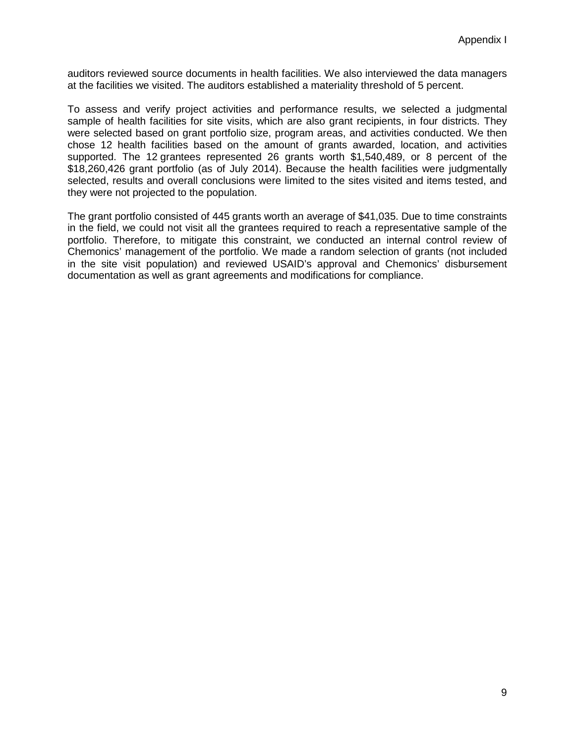auditors reviewed source documents in health facilities. We also interviewed the data managers at the facilities we visited. The auditors established a materiality threshold of 5 percent.

To assess and verify project activities and performance results, we selected a judgmental sample of health facilities for site visits, which are also grant recipients, in four districts. They were selected based on grant portfolio size, program areas, and activities conducted. We then chose 12 health facilities based on the amount of grants awarded, location, and activities supported. The 12 grantees represented 26 grants worth $1,540,489, or 8 percent of the $18,260,426 grant portfolio (as of July 2014). Because the health facilities were judgmentally selected, results and overall conclusions were limited to the sites visited and items tested, and they were not projected to the population.

The grant portfolio consisted of 445 grants worth an average of $41,035. Due to time constraints in the field, we could not visit all the grantees required to reach a representative sample of the portfolio. Therefore, to mitigate this constraint, we conducted an internal control review of Chemonics' management of the portfolio. We made a random selection of grants (not included in the site visit population) and reviewed USAID's approval and Chemonics' disbursement documentation as well as grant agreements and modifications for compliance.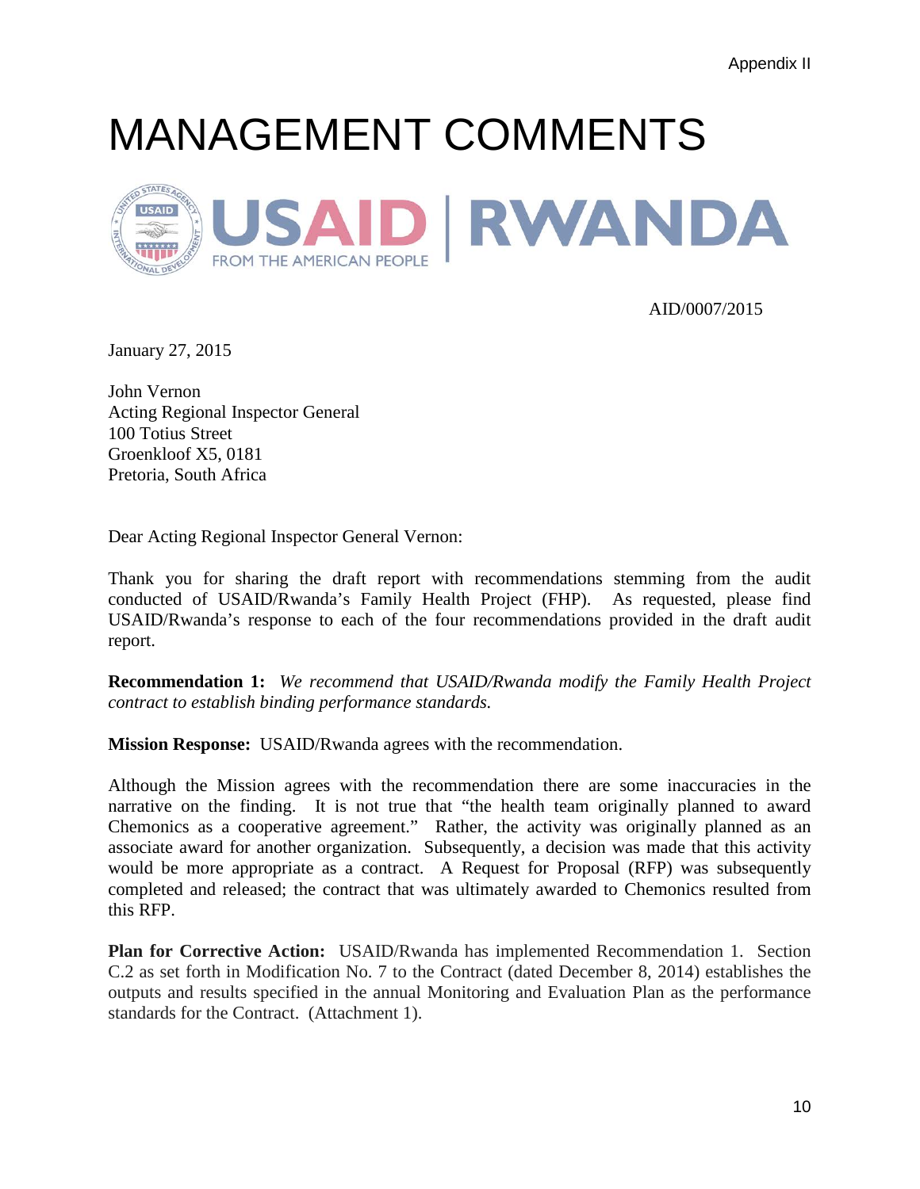Appendix II

# MANAGEMENT COMMENTS

USAID | RWANDA
FROM THE AMERICAN PEOPLE

AID/0007/2015

January 27, 2015

John Vernon
Acting Regional Inspector General
100 Totius Street
Groenkloof X5, 0181
Pretoria, South Africa

Dear Acting Regional Inspector General Vernon:

Thank you for sharing the draft report with recommendations stemming from the audit conducted of USAID/Rwanda's Family Health Project (FHP). As requested, please find USAID/Rwanda's response to each of the four recommendations provided in the draft audit report.

**Recommendation 1:** *We recommend that USAID/Rwanda modify the Family Health Project contract to establish binding performance standards.*

**Mission Response:** USAID/Rwanda agrees with the recommendation.

Although the Mission agrees with the recommendation there are some inaccuracies in the narrative on the finding. It is not true that "the health team originally planned to award Chemonics as a cooperative agreement." Rather, the activity was originally planned as an associate award for another organization. Subsequently, a decision was made that this activity would be more appropriate as a contract. A Request for Proposal (RFP) was subsequently completed and released; the contract that was ultimately awarded to Chemonics resulted from this RFP.

**Plan for Corrective Action:** USAID/Rwanda has implemented Recommendation 1. Section C.2 as set forth in Modification No. 7 to the Contract (dated December 8, 2014) establishes the outputs and results specified in the annual Monitoring and Evaluation Plan as the performance standards for the Contract. (Attachment 1).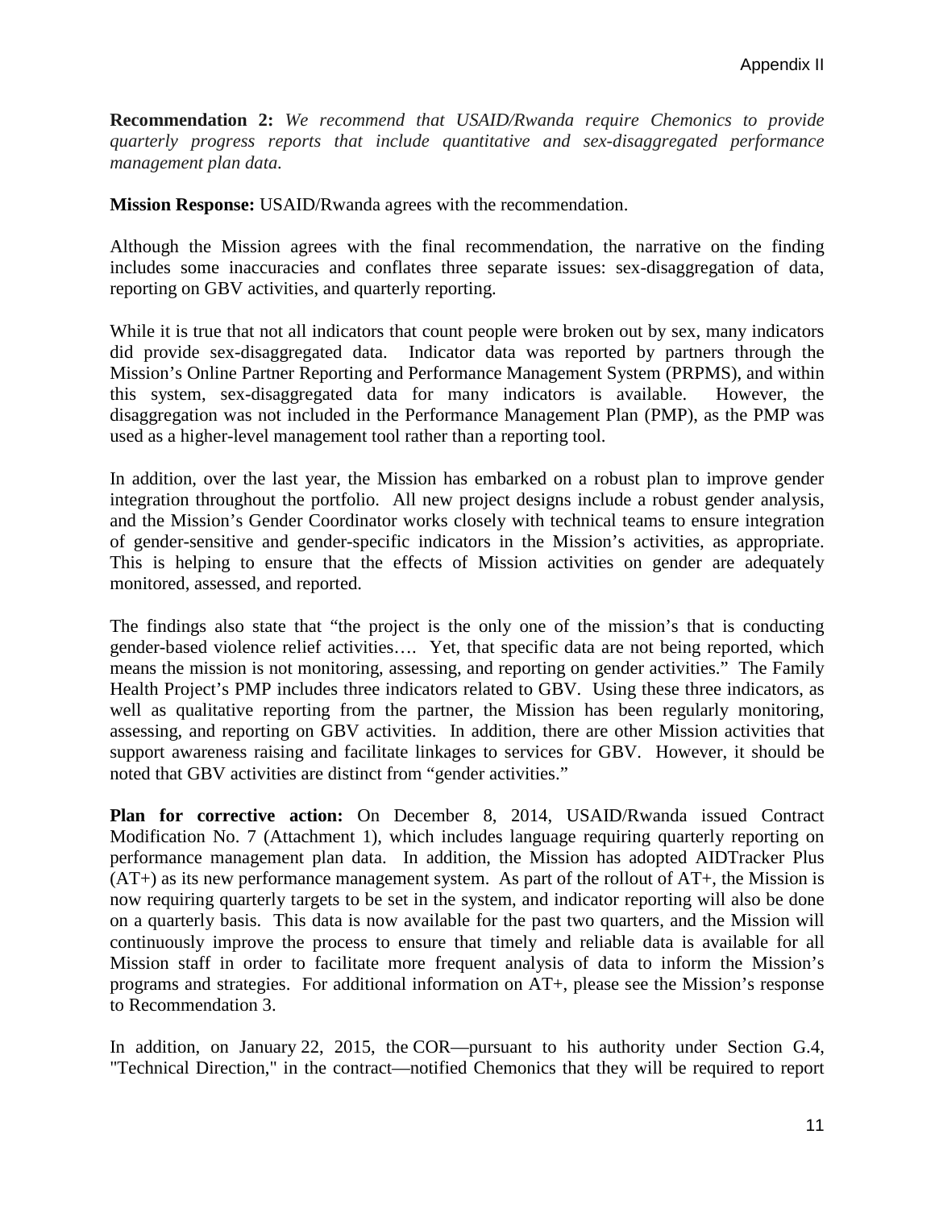**Recommendation 2:** *We recommend that USAID/Rwanda require Chemonics to provide quarterly progress reports that include quantitative and sex-disaggregated performance management plan data.*

**Mission Response:** USAID/Rwanda agrees with the recommendation.

Although the Mission agrees with the final recommendation, the narrative on the finding includes some inaccuracies and conflates three separate issues: sex-disaggregation of data, reporting on GBV activities, and quarterly reporting.

While it is true that not all indicators that count people were broken out by sex, many indicators did provide sex-disaggregated data. Indicator data was reported by partners through the Mission's Online Partner Reporting and Performance Management System (PRPMS), and within this system, sex-disaggregated data for many indicators is available. However, the disaggregation was not included in the Performance Management Plan (PMP), as the PMP was used as a higher-level management tool rather than a reporting tool.

In addition, over the last year, the Mission has embarked on a robust plan to improve gender integration throughout the portfolio. All new project designs include a robust gender analysis, and the Mission's Gender Coordinator works closely with technical teams to ensure integration of gender-sensitive and gender-specific indicators in the Mission's activities, as appropriate. This is helping to ensure that the effects of Mission activities on gender are adequately monitored, assessed, and reported.

The findings also state that "the project is the only one of the mission's that is conducting gender-based violence relief activities…. Yet, that specific data are not being reported, which means the mission is not monitoring, assessing, and reporting on gender activities." The Family Health Project's PMP includes three indicators related to GBV. Using these three indicators, as well as qualitative reporting from the partner, the Mission has been regularly monitoring, assessing, and reporting on GBV activities. In addition, there are other Mission activities that support awareness raising and facilitate linkages to services for GBV. However, it should be noted that GBV activities are distinct from "gender activities."

**Plan for corrective action:** On December 8, 2014, USAID/Rwanda issued Contract Modification No. 7 (Attachment 1), which includes language requiring quarterly reporting on performance management plan data. In addition, the Mission has adopted AIDTracker Plus (AT+) as its new performance management system. As part of the rollout of AT+, the Mission is now requiring quarterly targets to be set in the system, and indicator reporting will also be done on a quarterly basis. This data is now available for the past two quarters, and the Mission will continuously improve the process to ensure that timely and reliable data is available for all Mission staff in order to facilitate more frequent analysis of data to inform the Mission's programs and strategies. For additional information on AT+, please see the Mission's response to Recommendation 3.

In addition, on January 22, 2015, the COR—pursuant to his authority under Section G.4, "Technical Direction," in the contract—notified Chemonics that they will be required to report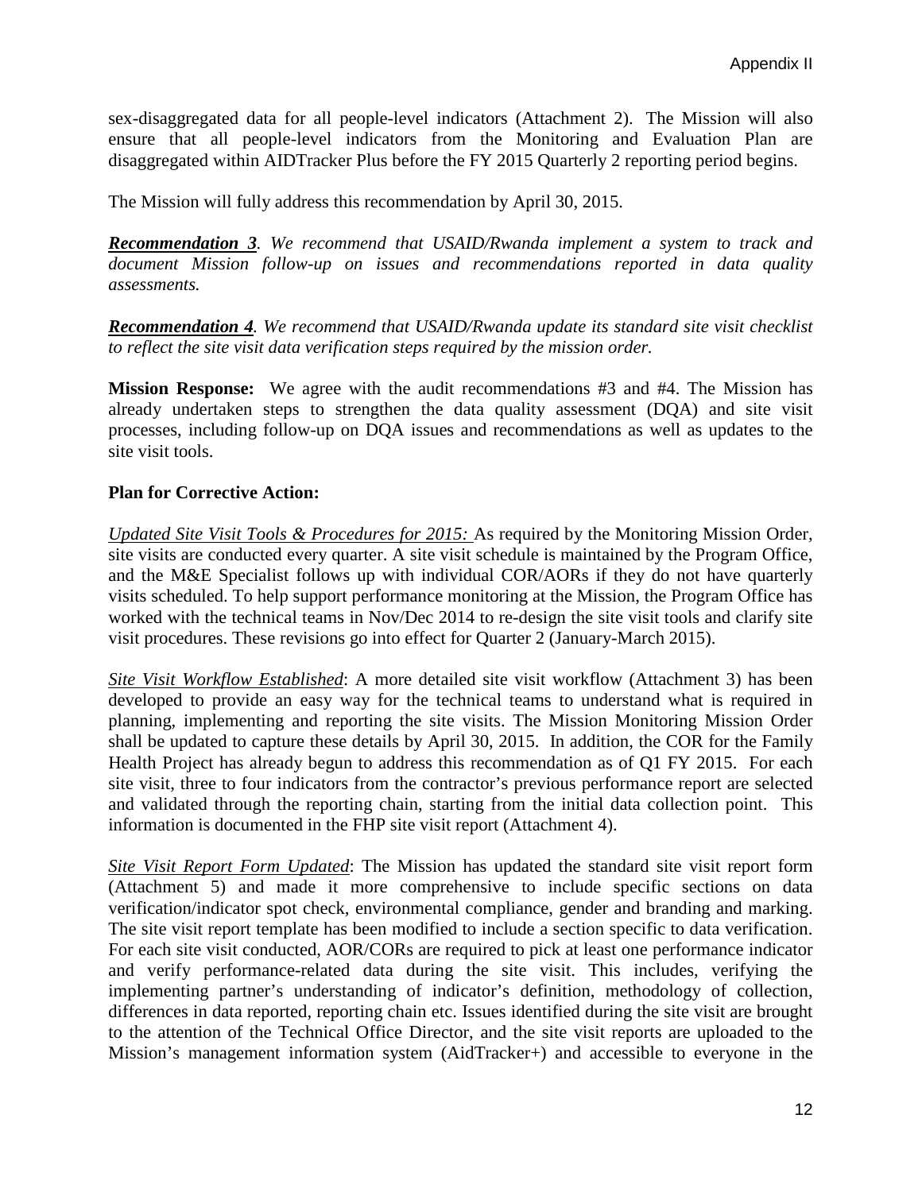sex-disaggregated data for all people-level indicators (Attachment 2). The Mission will also ensure that all people-level indicators from the Monitoring and Evaluation Plan are disaggregated within AIDTracker Plus before the FY 2015 Quarterly 2 reporting period begins.

The Mission will fully address this recommendation by April 30, 2015.

***Recommendation 3***. *We recommend that USAID/Rwanda implement a system to track and document Mission follow-up on issues and recommendations reported in data quality assessments.*

***Recommendation 4***. *We recommend that USAID/Rwanda update its standard site visit checklist to reflect the site visit data verification steps required by the mission order.*

**Mission Response:** We agree with the audit recommendations #3 and #4. The Mission has already undertaken steps to strengthen the data quality assessment (DQA) and site visit processes, including follow-up on DQA issues and recommendations as well as updates to the site visit tools.

**Plan for Corrective Action:**

*Updated Site Visit Tools & Procedures for 2015:* As required by the Monitoring Mission Order, site visits are conducted every quarter. A site visit schedule is maintained by the Program Office, and the M&E Specialist follows up with individual COR/AORs if they do not have quarterly visits scheduled. To help support performance monitoring at the Mission, the Program Office has worked with the technical teams in Nov/Dec 2014 to re-design the site visit tools and clarify site visit procedures. These revisions go into effect for Quarter 2 (January-March 2015).

*Site Visit Workflow Established*: A more detailed site visit workflow (Attachment 3) has been developed to provide an easy way for the technical teams to understand what is required in planning, implementing and reporting the site visits. The Mission Monitoring Mission Order shall be updated to capture these details by April 30, 2015. In addition, the COR for the Family Health Project has already begun to address this recommendation as of Q1 FY 2015. For each site visit, three to four indicators from the contractor's previous performance report are selected and validated through the reporting chain, starting from the initial data collection point. This information is documented in the FHP site visit report (Attachment 4).

*Site Visit Report Form Updated*: The Mission has updated the standard site visit report form (Attachment 5) and made it more comprehensive to include specific sections on data verification/indicator spot check, environmental compliance, gender and branding and marking. The site visit report template has been modified to include a section specific to data verification. For each site visit conducted, AOR/CORs are required to pick at least one performance indicator and verify performance-related data during the site visit. This includes, verifying the implementing partner's understanding of indicator's definition, methodology of collection, differences in data reported, reporting chain etc. Issues identified during the site visit are brought to the attention of the Technical Office Director, and the site visit reports are uploaded to the Mission's management information system (AidTracker+) and accessible to everyone in the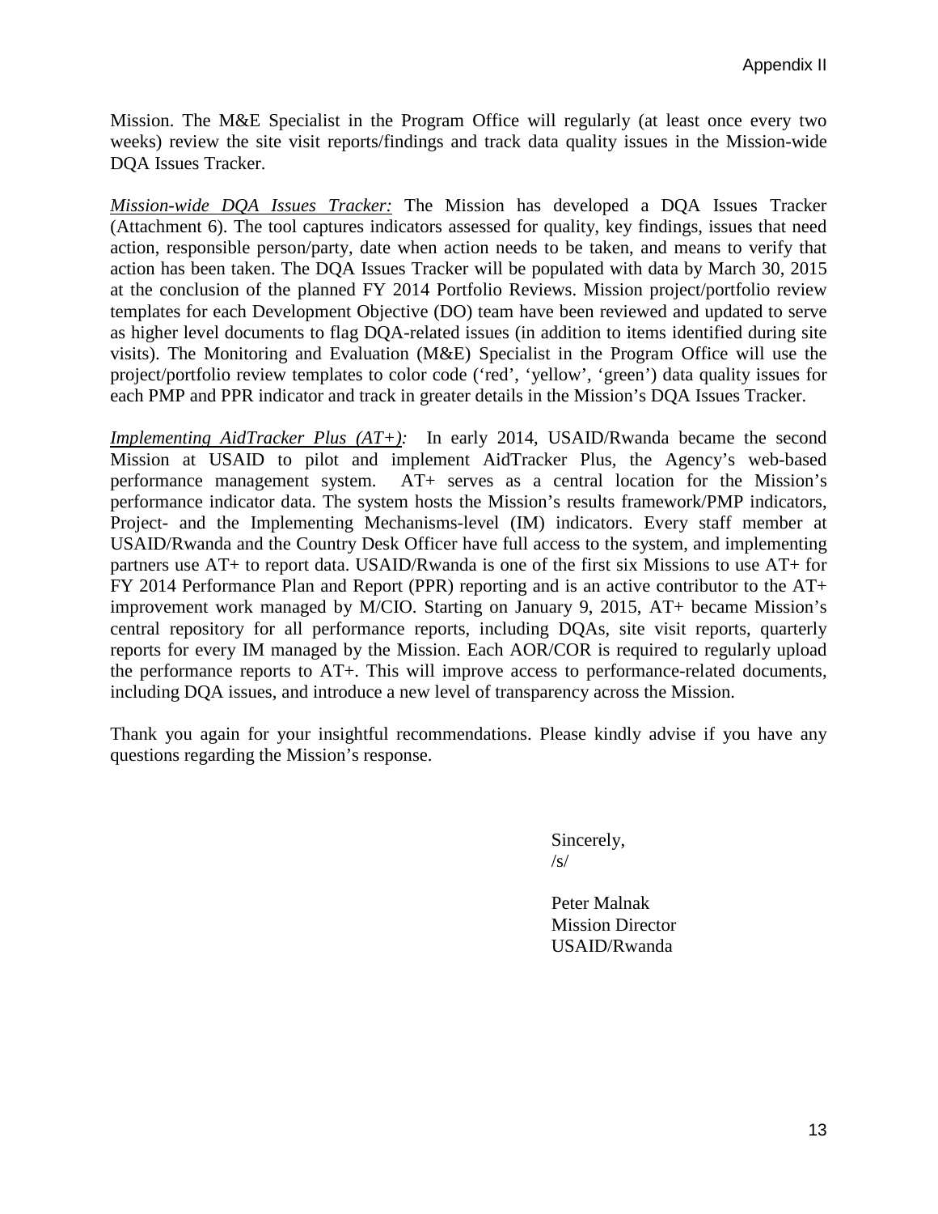Mission. The M&E Specialist in the Program Office will regularly (at least once every two weeks) review the site visit reports/findings and track data quality issues in the Mission-wide DQA Issues Tracker.

*Mission-wide DQA Issues Tracker:* The Mission has developed a DQA Issues Tracker (Attachment 6). The tool captures indicators assessed for quality, key findings, issues that need action, responsible person/party, date when action needs to be taken, and means to verify that action has been taken. The DQA Issues Tracker will be populated with data by March 30, 2015 at the conclusion of the planned FY 2014 Portfolio Reviews. Mission project/portfolio review templates for each Development Objective (DO) team have been reviewed and updated to serve as higher level documents to flag DQA-related issues (in addition to items identified during site visits). The Monitoring and Evaluation (M&E) Specialist in the Program Office will use the project/portfolio review templates to color code ('red', 'yellow', 'green') data quality issues for each PMP and PPR indicator and track in greater details in the Mission's DQA Issues Tracker.

*Implementing AidTracker Plus (AT+):* In early 2014, USAID/Rwanda became the second Mission at USAID to pilot and implement AidTracker Plus, the Agency's web-based performance management system. AT+ serves as a central location for the Mission's performance indicator data. The system hosts the Mission's results framework/PMP indicators, Project- and the Implementing Mechanisms-level (IM) indicators. Every staff member at USAID/Rwanda and the Country Desk Officer have full access to the system, and implementing partners use AT+ to report data. USAID/Rwanda is one of the first six Missions to use AT+ for FY 2014 Performance Plan and Report (PPR) reporting and is an active contributor to the AT+ improvement work managed by M/CIO. Starting on January 9, 2015, AT+ became Mission's central repository for all performance reports, including DQAs, site visit reports, quarterly reports for every IM managed by the Mission. Each AOR/COR is required to regularly upload the performance reports to AT+. This will improve access to performance-related documents, including DQA issues, and introduce a new level of transparency across the Mission.

Thank you again for your insightful recommendations. Please kindly advise if you have any questions regarding the Mission's response.

Sincerely,
/s/

Peter Malnak
Mission Director
USAID/Rwanda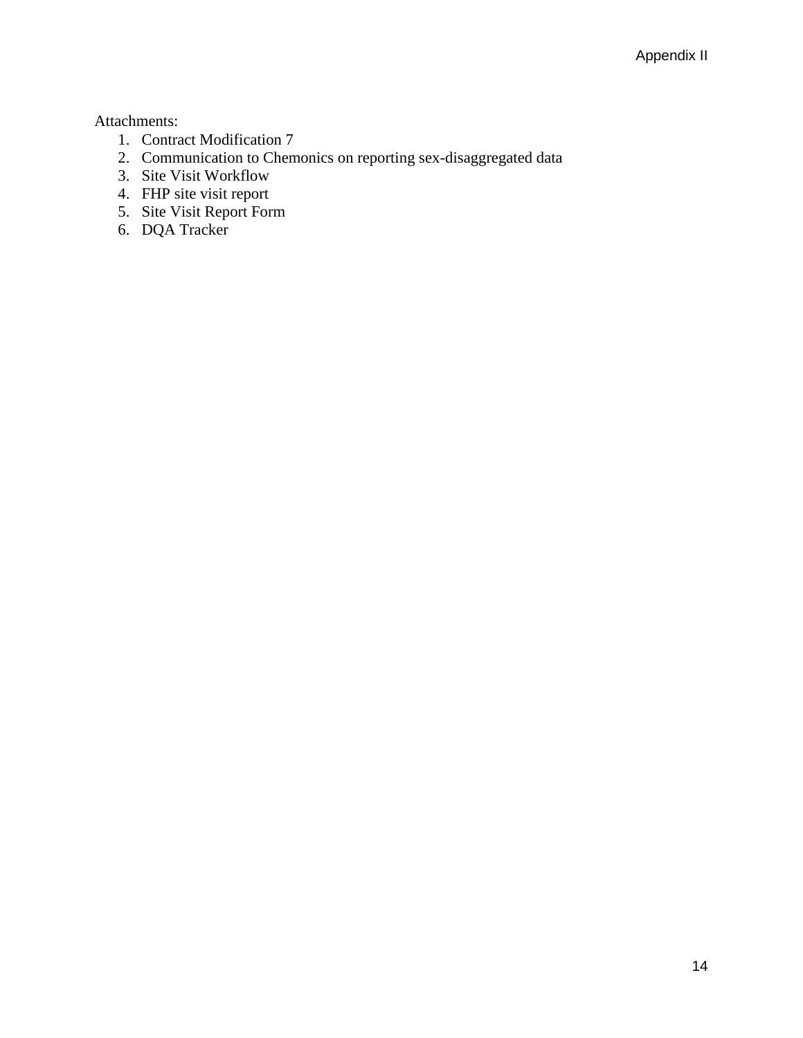Attachments:

1. Contract Modification 7
2. Communication to Chemonics on reporting sex-disaggregated data
3. Site Visit Workflow
4. FHP site visit report
5. Site Visit Report Form
6. DQA Tracker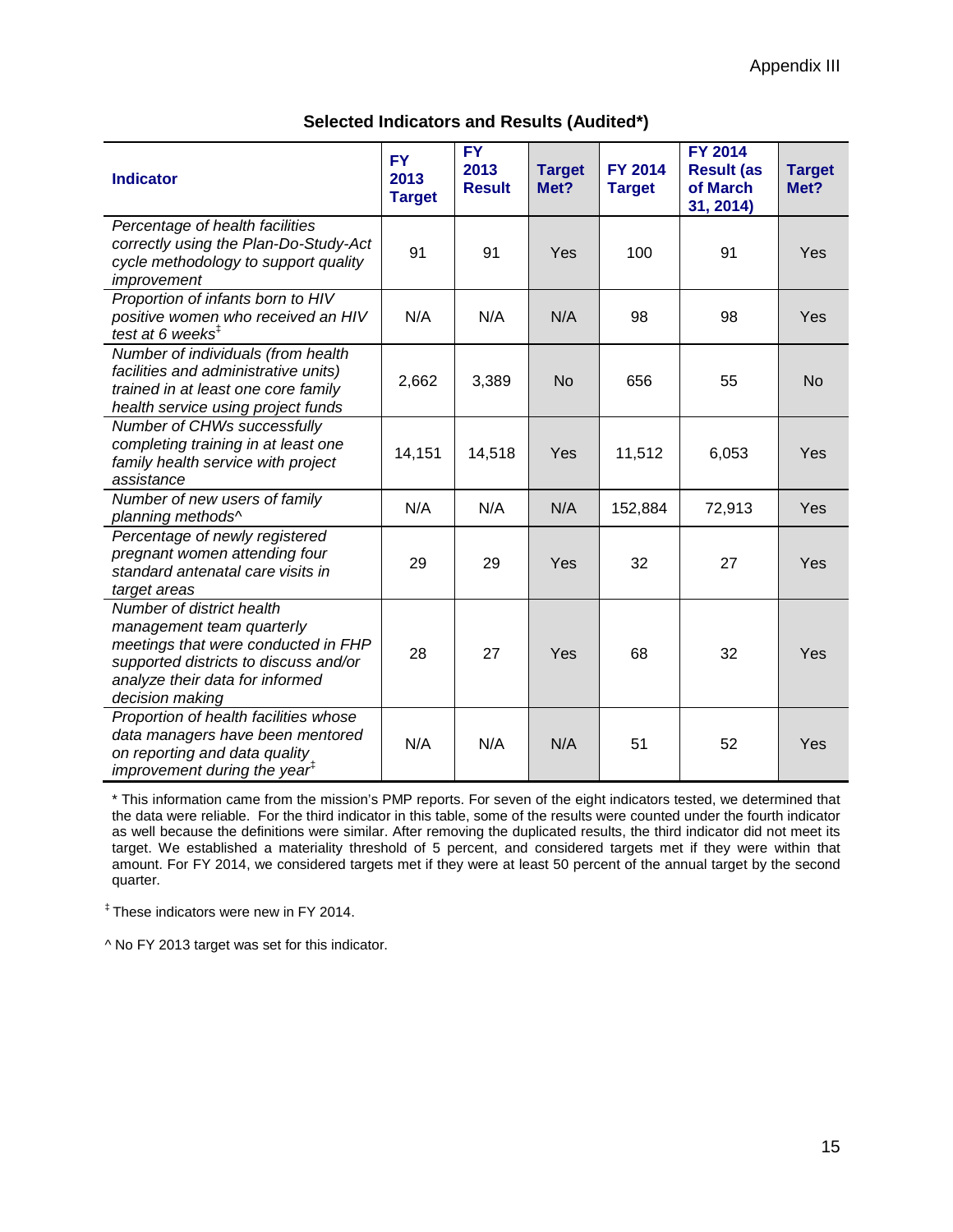Appendix III

### Selected Indicators and Results (Audited*)

| Indicator | FY 2013 Target | FY 2013 Result | Target Met? | FY 2014 Target | FY 2014 Result (as of March 31, 2014) | Target Met? |
|---|---|---|---|---|---|---|
| *Percentage of health facilities correctly using the Plan-Do-Study-Act cycle methodology to support quality improvement* | 91 | 91 | Yes | 100 | 91 | Yes |
| *Proportion of infants born to HIV positive women who received an HIV test at 6 weeks*‡ | N/A | N/A | N/A | 98 | 98 | Yes |
| *Number of individuals (from health facilities and administrative units) trained in at least one core family health service using project funds* | 2,662 | 3,389 | No | 656 | 55 | No |
| *Number of CHWs successfully completing training in at least one family health service with project assistance* | 14,151 | 14,518 | Yes | 11,512 | 6,053 | Yes |
| *Number of new users of family planning methods*^ | N/A | N/A | N/A | 152,884 | 72,913 | Yes |
| *Percentage of newly registered pregnant women attending four standard antenatal care visits in target areas* | 29 | 29 | Yes | 32 | 27 | Yes |
| *Number of district health management team quarterly meetings that were conducted in FHP supported districts to discuss and/or analyze their data for informed decision making* | 28 | 27 | Yes | 68 | 32 | Yes |
| *Proportion of health facilities whose data managers have been mentored on reporting and data quality improvement during the year*‡ | N/A | N/A | N/A | 51 | 52 | Yes |

* This information came from the mission's PMP reports. For seven of the eight indicators tested, we determined that the data were reliable. For the third indicator in this table, some of the results were counted under the fourth indicator as well because the definitions were similar. After removing the duplicated results, the third indicator did not meet its target. We established a materiality threshold of 5 percent, and considered targets met if they were within that amount. For FY 2014, we considered targets met if they were at least 50 percent of the annual target by the second quarter.

‡ These indicators were new in FY 2014.

^ No FY 2013 target was set for this indicator.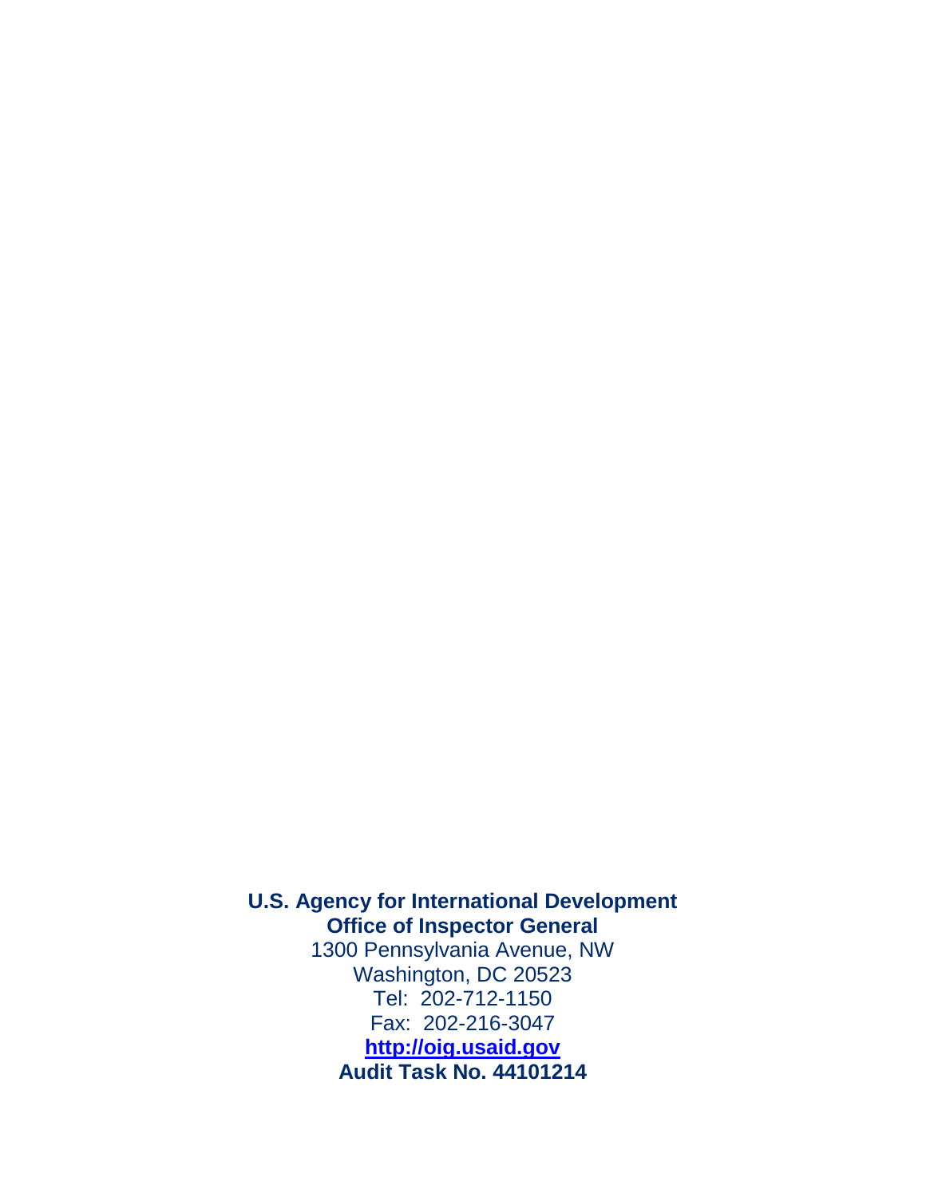**U.S. Agency for International Development**
**Office of Inspector General**
1300 Pennsylvania Avenue, NW
Washington, DC 20523
Tel: 202-712-1150
Fax: 202-216-3047
**http://oig.usaid.gov**
**Audit Task No. 44101214**